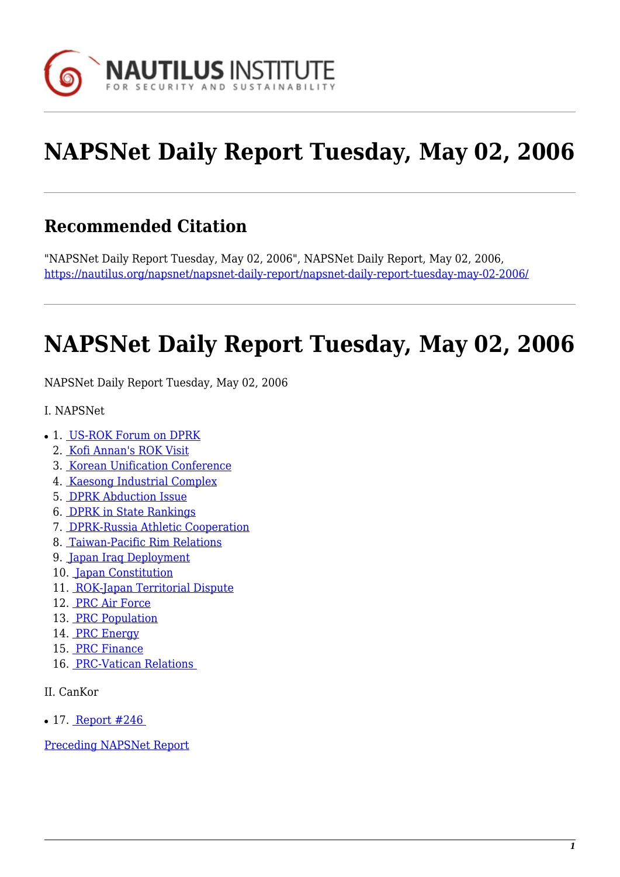# NAPSNet Daily Report Tuesday, May 02, 2006

## Recommended Citation

"NAPSNet Daily Report Tuesday, May 02, 2006", NAPSNet Daily Report, May 02, 2006, https://nautilus.org/napsnet/napsnet-daily-report/napsnet-daily-report-tuesday-may-02-2006/

# NAPSNet Daily Report Tuesday, May 02, 2006

NAPSNet Daily Report Tuesday, May 02, 2006

I. NAPSNet

1. US-ROK Forum on DPRK
2. Kofi Annan's ROK Visit
3. Korean Unification Conference
4. Kaesong Industrial Complex
5. DPRK Abduction Issue
6. DPRK in State Rankings
7. DPRK-Russia Athletic Cooperation
8. Taiwan-Pacific Rim Relations
9. Japan Iraq Deployment
10. Japan Constitution
11. ROK-Japan Territorial Dispute
12. PRC Air Force
13. PRC Population
14. PRC Energy
15. PRC Finance
16. PRC-Vatican Relations

II. CanKor

17. Report #246

Preceding NAPSNet Report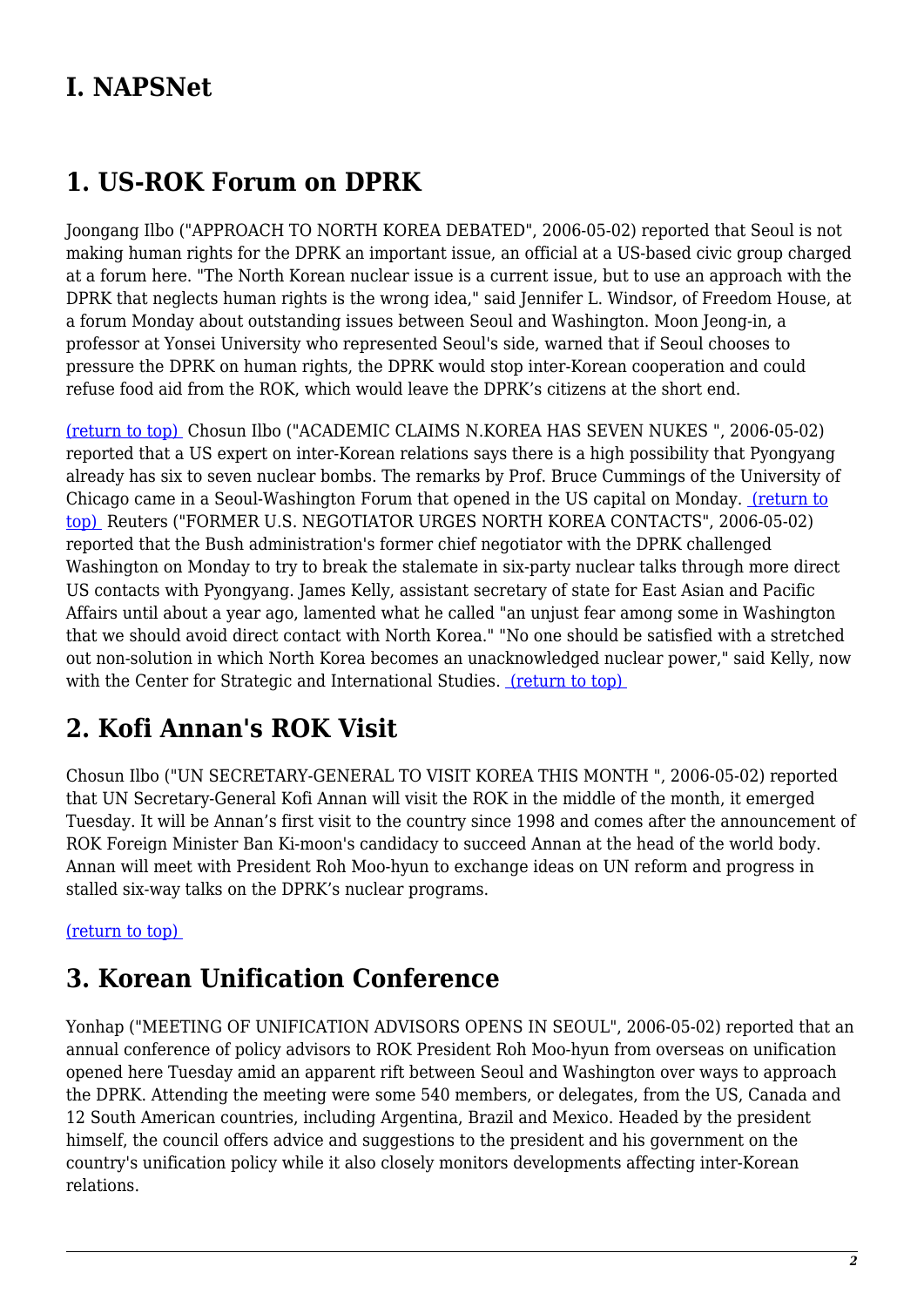# I. NAPSNet

## 1. US-ROK Forum on DPRK

Joongang Ilbo ("APPROACH TO NORTH KOREA DEBATED", 2006-05-02) reported that Seoul is not making human rights for the DPRK an important issue, an official at a US-based civic group charged at a forum here. "The North Korean nuclear issue is a current issue, but to use an approach with the DPRK that neglects human rights is the wrong idea," said Jennifer L. Windsor, of Freedom House, at a forum Monday about outstanding issues between Seoul and Washington. Moon Jeong-in, a professor at Yonsei University who represented Seoul's side, warned that if Seoul chooses to pressure the DPRK on human rights, the DPRK would stop inter-Korean cooperation and could refuse food aid from the ROK, which would leave the DPRK's citizens at the short end.

(return to top) Chosun Ilbo ("ACADEMIC CLAIMS N.KOREA HAS SEVEN NUKES ", 2006-05-02) reported that a US expert on inter-Korean relations says there is a high possibility that Pyongyang already has six to seven nuclear bombs. The remarks by Prof. Bruce Cummings of the University of Chicago came in a Seoul-Washington Forum that opened in the US capital on Monday. (return to top) Reuters ("FORMER U.S. NEGOTIATOR URGES NORTH KOREA CONTACTS", 2006-05-02) reported that the Bush administration's former chief negotiator with the DPRK challenged Washington on Monday to try to break the stalemate in six-party nuclear talks through more direct US contacts with Pyongyang. James Kelly, assistant secretary of state for East Asian and Pacific Affairs until about a year ago, lamented what he called "an unjust fear among some in Washington that we should avoid direct contact with North Korea." "No one should be satisfied with a stretched out non-solution in which North Korea becomes an unacknowledged nuclear power," said Kelly, now with the Center for Strategic and International Studies. (return to top)

## 2. Kofi Annan's ROK Visit

Chosun Ilbo ("UN SECRETARY-GENERAL TO VISIT KOREA THIS MONTH ", 2006-05-02) reported that UN Secretary-General Kofi Annan will visit the ROK in the middle of the month, it emerged Tuesday. It will be Annan's first visit to the country since 1998 and comes after the announcement of ROK Foreign Minister Ban Ki-moon's candidacy to succeed Annan at the head of the world body. Annan will meet with President Roh Moo-hyun to exchange ideas on UN reform and progress in stalled six-way talks on the DPRK's nuclear programs.

(return to top)

## 3. Korean Unification Conference

Yonhap ("MEETING OF UNIFICATION ADVISORS OPENS IN SEOUL", 2006-05-02) reported that an annual conference of policy advisors to ROK President Roh Moo-hyun from overseas on unification opened here Tuesday amid an apparent rift between Seoul and Washington over ways to approach the DPRK. Attending the meeting were some 540 members, or delegates, from the US, Canada and 12 South American countries, including Argentina, Brazil and Mexico. Headed by the president himself, the council offers advice and suggestions to the president and his government on the country's unification policy while it also closely monitors developments affecting inter-Korean relations.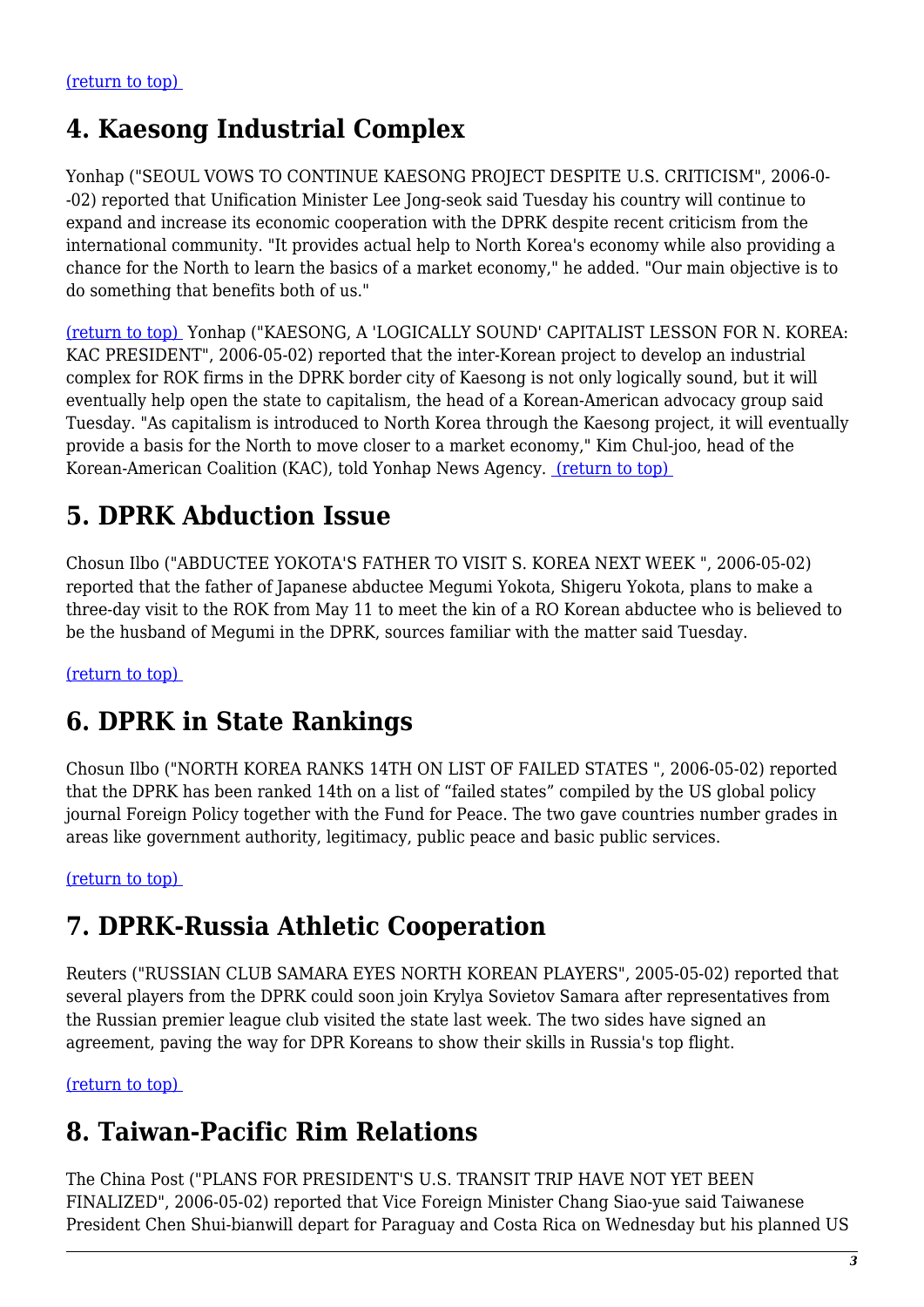(return to top)

## 4. Kaesong Industrial Complex

Yonhap ("SEOUL VOWS TO CONTINUE KAESONG PROJECT DESPITE U.S. CRITICISM", 2006-0--02) reported that Unification Minister Lee Jong-seok said Tuesday his country will continue to expand and increase its economic cooperation with the DPRK despite recent criticism from the international community. "It provides actual help to North Korea's economy while also providing a chance for the North to learn the basics of a market economy," he added. "Our main objective is to do something that benefits both of us."

(return to top) Yonhap ("KAESONG, A 'LOGICALLY SOUND' CAPITALIST LESSON FOR N. KOREA: KAC PRESIDENT", 2006-05-02) reported that the inter-Korean project to develop an industrial complex for ROK firms in the DPRK border city of Kaesong is not only logically sound, but it will eventually help open the state to capitalism, the head of a Korean-American advocacy group said Tuesday. "As capitalism is introduced to North Korea through the Kaesong project, it will eventually provide a basis for the North to move closer to a market economy," Kim Chul-joo, head of the Korean-American Coalition (KAC), told Yonhap News Agency. (return to top)

## 5. DPRK Abduction Issue

Chosun Ilbo ("ABDUCTEE YOKOTA'S FATHER TO VISIT S. KOREA NEXT WEEK ", 2006-05-02) reported that the father of Japanese abductee Megumi Yokota, Shigeru Yokota, plans to make a three-day visit to the ROK from May 11 to meet the kin of a RO Korean abductee who is believed to be the husband of Megumi in the DPRK, sources familiar with the matter said Tuesday.

(return to top)

## 6. DPRK in State Rankings

Chosun Ilbo ("NORTH KOREA RANKS 14TH ON LIST OF FAILED STATES ", 2006-05-02) reported that the DPRK has been ranked 14th on a list of “failed states” compiled by the US global policy journal Foreign Policy together with the Fund for Peace. The two gave countries number grades in areas like government authority, legitimacy, public peace and basic public services.

(return to top)

## 7. DPRK-Russia Athletic Cooperation

Reuters ("RUSSIAN CLUB SAMARA EYES NORTH KOREAN PLAYERS", 2005-05-02) reported that several players from the DPRK could soon join Krylya Sovietov Samara after representatives from the Russian premier league club visited the state last week. The two sides have signed an agreement, paving the way for DPR Koreans to show their skills in Russia's top flight.

(return to top)

## 8. Taiwan-Pacific Rim Relations

The China Post ("PLANS FOR PRESIDENT'S U.S. TRANSIT TRIP HAVE NOT YET BEEN FINALIZED", 2006-05-02) reported that Vice Foreign Minister Chang Siao-yue said Taiwanese President Chen Shui-bianwill depart for Paraguay and Costa Rica on Wednesday but his planned US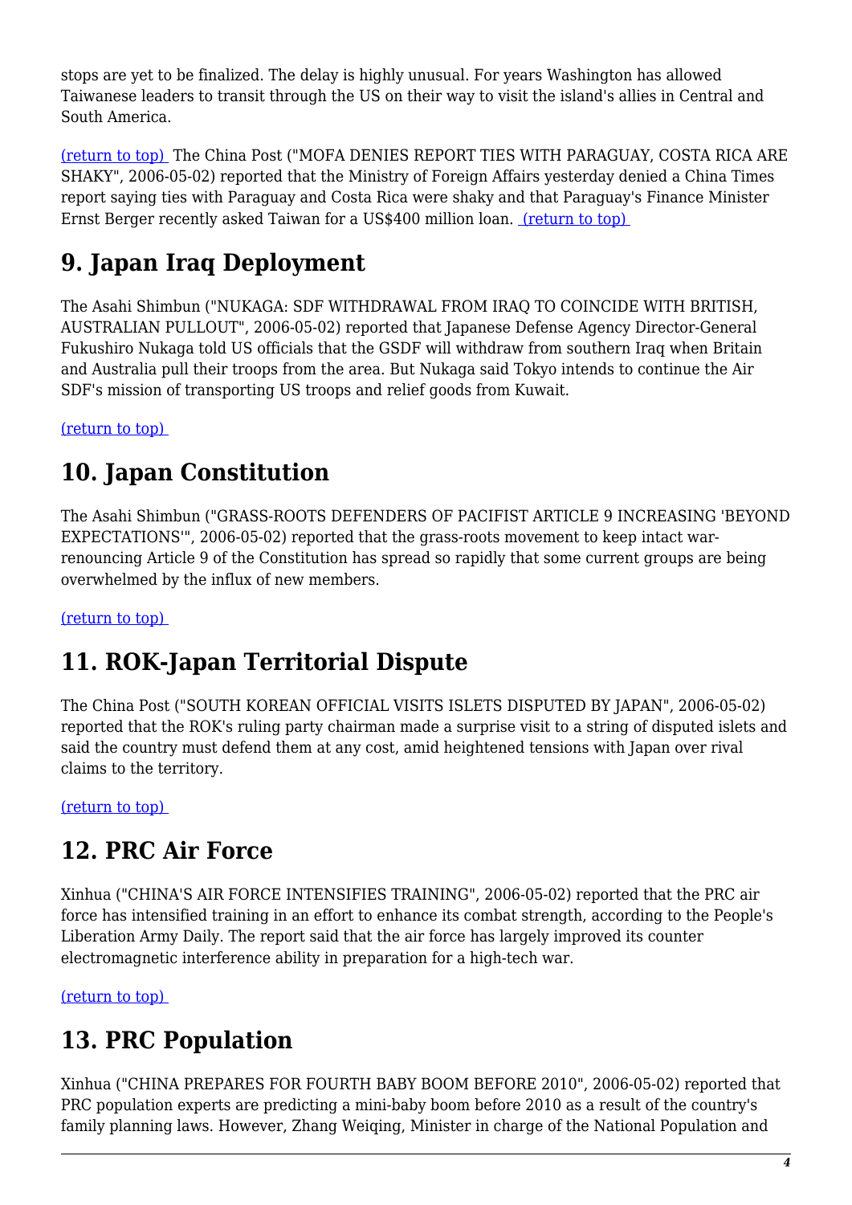stops are yet to be finalized. The delay is highly unusual. For years Washington has allowed Taiwanese leaders to transit through the US on their way to visit the island's allies in Central and South America.

(return to top) The China Post ("MOFA DENIES REPORT TIES WITH PARAGUAY, COSTA RICA ARE SHAKY", 2006-05-02) reported that the Ministry of Foreign Affairs yesterday denied a China Times report saying ties with Paraguay and Costa Rica were shaky and that Paraguay's Finance Minister Ernst Berger recently asked Taiwan for a US$400 million loan. (return to top)

## 9. Japan Iraq Deployment

The Asahi Shimbun ("NUKAGA: SDF WITHDRAWAL FROM IRAQ TO COINCIDE WITH BRITISH, AUSTRALIAN PULLOUT", 2006-05-02) reported that Japanese Defense Agency Director-General Fukushiro Nukaga told US officials that the GSDF will withdraw from southern Iraq when Britain and Australia pull their troops from the area. But Nukaga said Tokyo intends to continue the Air SDF's mission of transporting US troops and relief goods from Kuwait.

(return to top)

## 10. Japan Constitution

The Asahi Shimbun ("GRASS-ROOTS DEFENDERS OF PACIFIST ARTICLE 9 INCREASING 'BEYOND EXPECTATIONS'", 2006-05-02) reported that the grass-roots movement to keep intact war-renouncing Article 9 of the Constitution has spread so rapidly that some current groups are being overwhelmed by the influx of new members.

(return to top)

## 11. ROK-Japan Territorial Dispute

The China Post ("SOUTH KOREAN OFFICIAL VISITS ISLETS DISPUTED BY JAPAN", 2006-05-02) reported that the ROK's ruling party chairman made a surprise visit to a string of disputed islets and said the country must defend them at any cost, amid heightened tensions with Japan over rival claims to the territory.

(return to top)

## 12. PRC Air Force

Xinhua ("CHINA'S AIR FORCE INTENSIFIES TRAINING", 2006-05-02) reported that the PRC air force has intensified training in an effort to enhance its combat strength, according to the People's Liberation Army Daily. The report said that the air force has largely improved its counter electromagnetic interference ability in preparation for a high-tech war.

(return to top)

## 13. PRC Population

Xinhua ("CHINA PREPARES FOR FOURTH BABY BOOM BEFORE 2010", 2006-05-02) reported that PRC population experts are predicting a mini-baby boom before 2010 as a result of the country's family planning laws. However, Zhang Weiqing, Minister in charge of the National Population and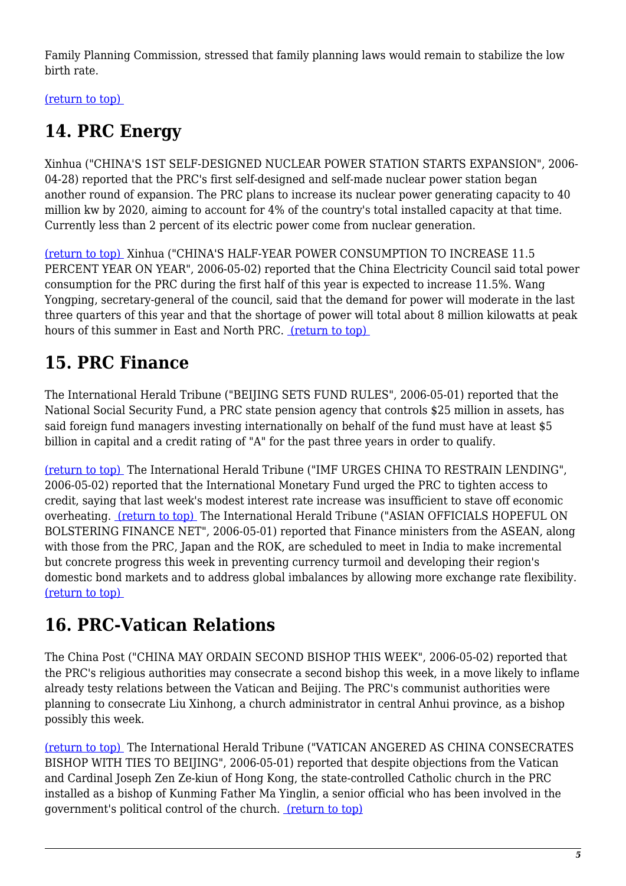Family Planning Commission, stressed that family planning laws would remain to stabilize the low birth rate.

(return to top)

## 14. PRC Energy

Xinhua ("CHINA'S 1ST SELF-DESIGNED NUCLEAR POWER STATION STARTS EXPANSION", 2006-04-28) reported that the PRC's first self-designed and self-made nuclear power station began another round of expansion. The PRC plans to increase its nuclear power generating capacity to 40 million kw by 2020, aiming to account for 4% of the country's total installed capacity at that time. Currently less than 2 percent of its electric power come from nuclear generation.

(return to top) Xinhua ("CHINA'S HALF-YEAR POWER CONSUMPTION TO INCREASE 11.5 PERCENT YEAR ON YEAR", 2006-05-02) reported that the China Electricity Council said total power consumption for the PRC during the first half of this year is expected to increase 11.5%. Wang Yongping, secretary-general of the council, said that the demand for power will moderate in the last three quarters of this year and that the shortage of power will total about 8 million kilowatts at peak hours of this summer in East and North PRC. (return to top)

## 15. PRC Finance

The International Herald Tribune ("BEIJING SETS FUND RULES", 2006-05-01) reported that the National Social Security Fund, a PRC state pension agency that controls $25 million in assets, has said foreign fund managers investing internationally on behalf of the fund must have at least $5 billion in capital and a credit rating of "A" for the past three years in order to qualify.

(return to top) The International Herald Tribune ("IMF URGES CHINA TO RESTRAIN LENDING", 2006-05-02) reported that the International Monetary Fund urged the PRC to tighten access to credit, saying that last week's modest interest rate increase was insufficient to stave off economic overheating. (return to top) The International Herald Tribune ("ASIAN OFFICIALS HOPEFUL ON BOLSTERING FINANCE NET", 2006-05-01) reported that Finance ministers from the ASEAN, along with those from the PRC, Japan and the ROK, are scheduled to meet in India to make incremental but concrete progress this week in preventing currency turmoil and developing their region's domestic bond markets and to address global imbalances by allowing more exchange rate flexibility. (return to top)

## 16. PRC-Vatican Relations

The China Post ("CHINA MAY ORDAIN SECOND BISHOP THIS WEEK", 2006-05-02) reported that the PRC's religious authorities may consecrate a second bishop this week, in a move likely to inflame already testy relations between the Vatican and Beijing. The PRC's communist authorities were planning to consecrate Liu Xinhong, a church administrator in central Anhui province, as a bishop possibly this week.

(return to top) The International Herald Tribune ("VATICAN ANGERED AS CHINA CONSECRATES BISHOP WITH TIES TO BEIJING", 2006-05-01) reported that despite objections from the Vatican and Cardinal Joseph Zen Ze-kiun of Hong Kong, the state-controlled Catholic church in the PRC installed as a bishop of Kunming Father Ma Yinglin, a senior official who has been involved in the government's political control of the church. (return to top)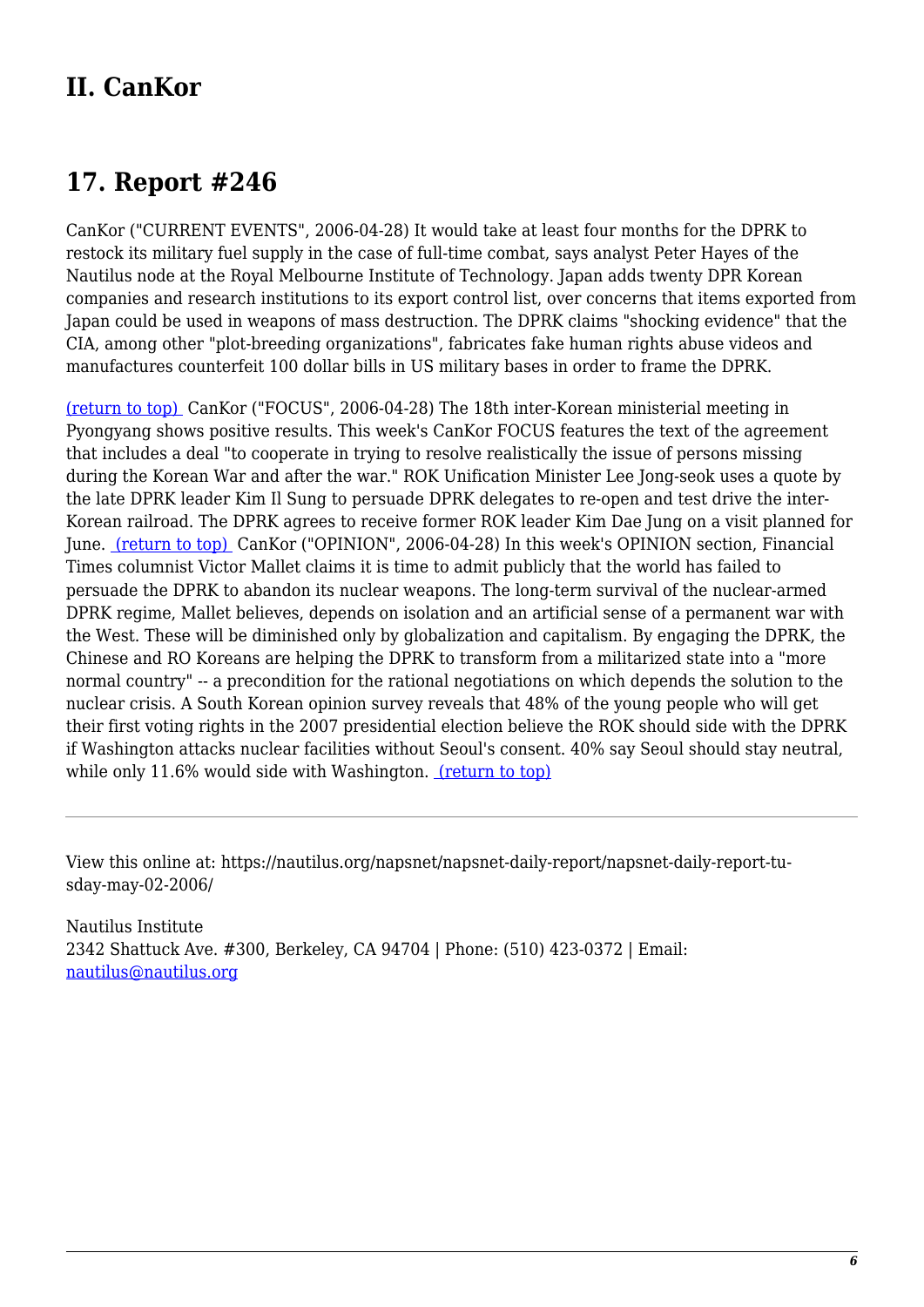## II. CanKor

## 17. Report #246

CanKor ("CURRENT EVENTS", 2006-04-28) It would take at least four months for the DPRK to restock its military fuel supply in the case of full-time combat, says analyst Peter Hayes of the Nautilus node at the Royal Melbourne Institute of Technology. Japan adds twenty DPR Korean companies and research institutions to its export control list, over concerns that items exported from Japan could be used in weapons of mass destruction. The DPRK claims "shocking evidence" that the CIA, among other "plot-breeding organizations", fabricates fake human rights abuse videos and manufactures counterfeit 100 dollar bills in US military bases in order to frame the DPRK.

(return to top) CanKor ("FOCUS", 2006-04-28) The 18th inter-Korean ministerial meeting in Pyongyang shows positive results. This week's CanKor FOCUS features the text of the agreement that includes a deal "to cooperate in trying to resolve realistically the issue of persons missing during the Korean War and after the war." ROK Unification Minister Lee Jong-seok uses a quote by the late DPRK leader Kim Il Sung to persuade DPRK delegates to re-open and test drive the inter-Korean railroad. The DPRK agrees to receive former ROK leader Kim Dae Jung on a visit planned for June. (return to top) CanKor ("OPINION", 2006-04-28) In this week's OPINION section, Financial Times columnist Victor Mallet claims it is time to admit publicly that the world has failed to persuade the DPRK to abandon its nuclear weapons. The long-term survival of the nuclear-armed DPRK regime, Mallet believes, depends on isolation and an artificial sense of a permanent war with the West. These will be diminished only by globalization and capitalism. By engaging the DPRK, the Chinese and RO Koreans are helping the DPRK to transform from a militarized state into a "more normal country" -- a precondition for the rational negotiations on which depends the solution to the nuclear crisis. A South Korean opinion survey reveals that 48% of the young people who will get their first voting rights in the 2007 presidential election believe the ROK should side with the DPRK if Washington attacks nuclear facilities without Seoul's consent. 40% say Seoul should stay neutral, while only 11.6% would side with Washington. (return to top)

---

View this online at: https://nautilus.org/napsnet/napsnet-daily-report/napsnet-daily-report-tusday-may-02-2006/

Nautilus Institute
2342 Shattuck Ave. #300, Berkeley, CA 94704 | Phone: (510) 423-0372 | Email: nautilus@nautilus.org